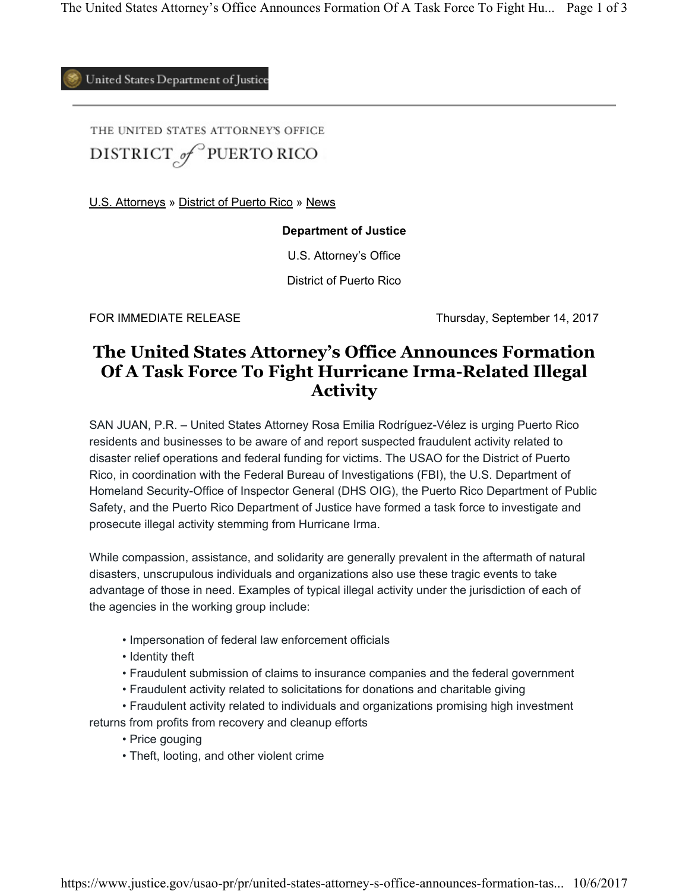United States Department of Justice

THE UNITED STATES ATTORNEY'S OFFICE

DISTRICT of PUERTO RICO

U.S. Attorneys » District of Puerto Rico » News

**Department of Justice**

U.S. Attorney's Office

District of Puerto Rico

FOR IMMEDIATE RELEASE Thursday, September 14, 2017

# The United States Attorney's Office Announces Formation Of A Task Force To Fight Hurricane Irma-Related Illegal Activity

SAN JUAN, P.R. – United States Attorney Rosa Emilia Rodríguez-Vélez is urging Puerto Rico residents and businesses to be aware of and report suspected fraudulent activity related to disaster relief operations and federal funding for victims. The USAO for the District of Puerto Rico, in coordination with the Federal Bureau of Investigations (FBI), the U.S. Department of Homeland Security-Office of Inspector General (DHS OIG), the Puerto Rico Department of Public Safety, and the Puerto Rico Department of Justice have formed a task force to investigate and prosecute illegal activity stemming from Hurricane Irma.

While compassion, assistance, and solidarity are generally prevalent in the aftermath of natural disasters, unscrupulous individuals and organizations also use these tragic events to take advantage of those in need. Examples of typical illegal activity under the jurisdiction of each of the agencies in the working group include:

- Impersonation of federal law enforcement officials
- Identity theft
- Fraudulent submission of claims to insurance companies and the federal government
- Fraudulent activity related to solicitations for donations and charitable giving
- Fraudulent activity related to individuals and organizations promising high investment returns from profits from recovery and cleanup efforts
- Price gouging
- Theft, looting, and other violent crime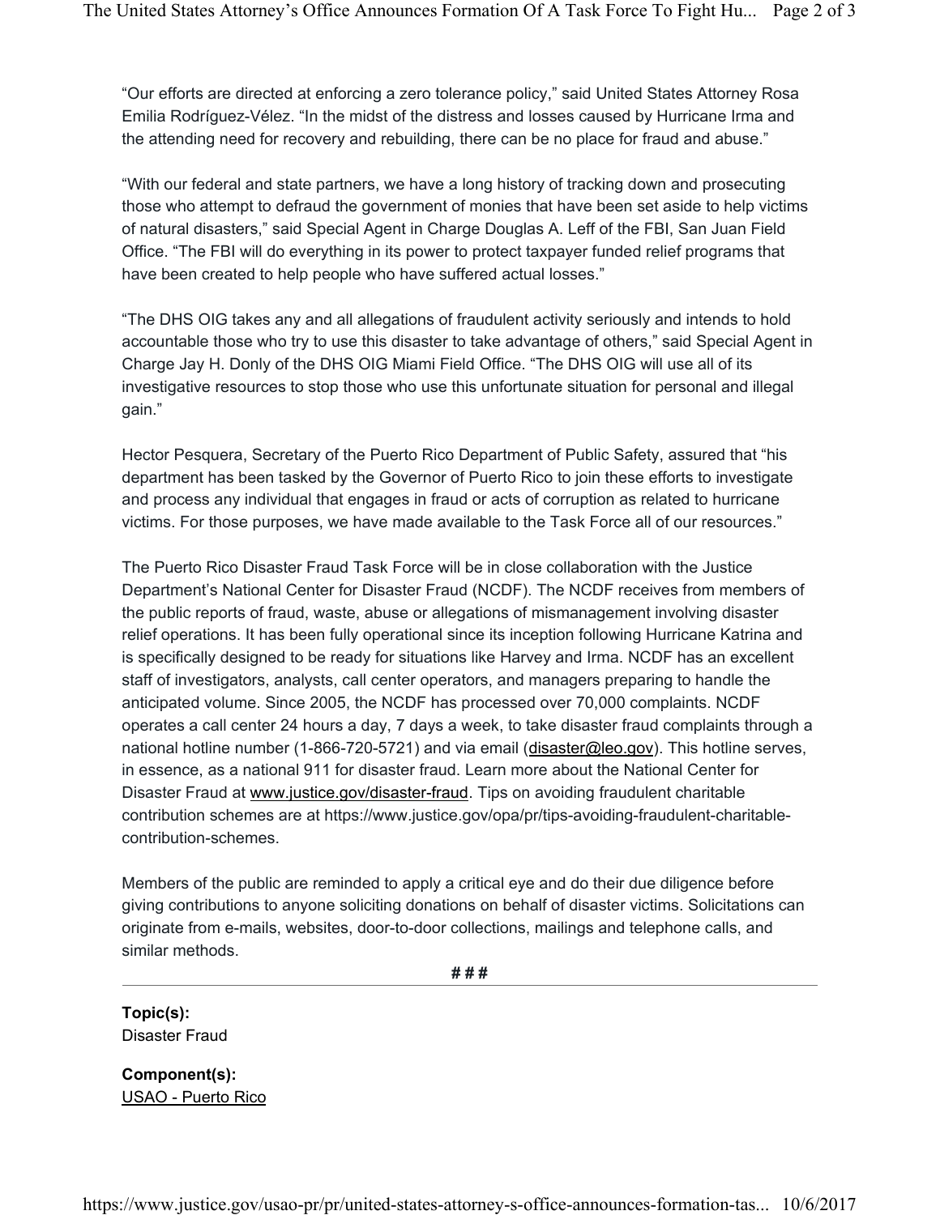"Our efforts are directed at enforcing a zero tolerance policy," said United States Attorney Rosa Emilia Rodríguez-Vélez. "In the midst of the distress and losses caused by Hurricane Irma and the attending need for recovery and rebuilding, there can be no place for fraud and abuse."

"With our federal and state partners, we have a long history of tracking down and prosecuting those who attempt to defraud the government of monies that have been set aside to help victims of natural disasters," said Special Agent in Charge Douglas A. Leff of the FBI, San Juan Field Office. "The FBI will do everything in its power to protect taxpayer funded relief programs that have been created to help people who have suffered actual losses."

"The DHS OIG takes any and all allegations of fraudulent activity seriously and intends to hold accountable those who try to use this disaster to take advantage of others," said Special Agent in Charge Jay H. Donly of the DHS OIG Miami Field Office. "The DHS OIG will use all of its investigative resources to stop those who use this unfortunate situation for personal and illegal gain."

Hector Pesquera, Secretary of the Puerto Rico Department of Public Safety, assured that "his department has been tasked by the Governor of Puerto Rico to join these efforts to investigate and process any individual that engages in fraud or acts of corruption as related to hurricane victims. For those purposes, we have made available to the Task Force all of our resources."

The Puerto Rico Disaster Fraud Task Force will be in close collaboration with the Justice Department's National Center for Disaster Fraud (NCDF). The NCDF receives from members of the public reports of fraud, waste, abuse or allegations of mismanagement involving disaster relief operations. It has been fully operational since its inception following Hurricane Katrina and is specifically designed to be ready for situations like Harvey and Irma. NCDF has an excellent staff of investigators, analysts, call center operators, and managers preparing to handle the anticipated volume. Since 2005, the NCDF has processed over 70,000 complaints. NCDF operates a call center 24 hours a day, 7 days a week, to take disaster fraud complaints through a national hotline number (1-866-720-5721) and via email (disaster@leo.gov). This hotline serves, in essence, as a national 911 for disaster fraud. Learn more about the National Center for Disaster Fraud at www.justice.gov/disaster-fraud. Tips on avoiding fraudulent charitable contribution schemes are at https://www.justice.gov/opa/pr/tips-avoiding-fraudulent-charitable-contribution-schemes.

Members of the public are reminded to apply a critical eye and do their due diligence before giving contributions to anyone soliciting donations on behalf of disaster victims. Solicitations can originate from e-mails, websites, door-to-door collections, mailings and telephone calls, and similar methods.

###

---

**Topic(s):**
Disaster Fraud

**Component(s):**
USAO - Puerto Rico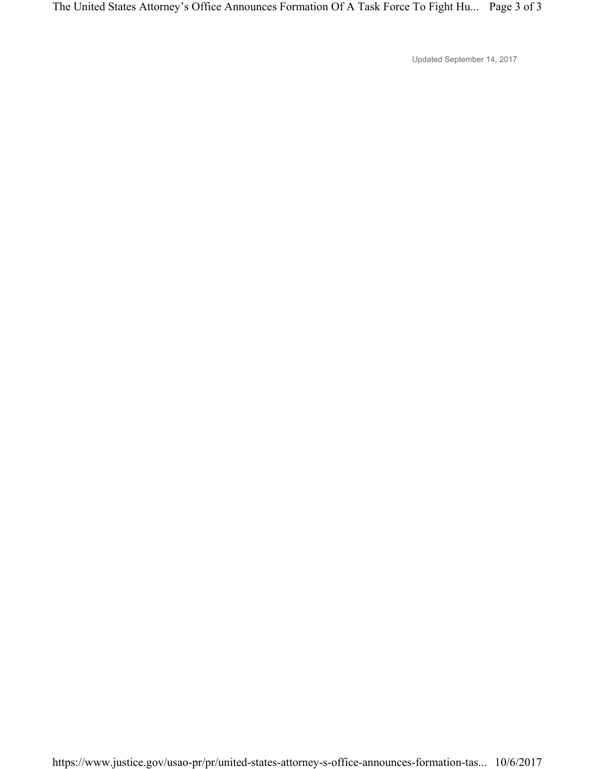Updated September 14, 2017